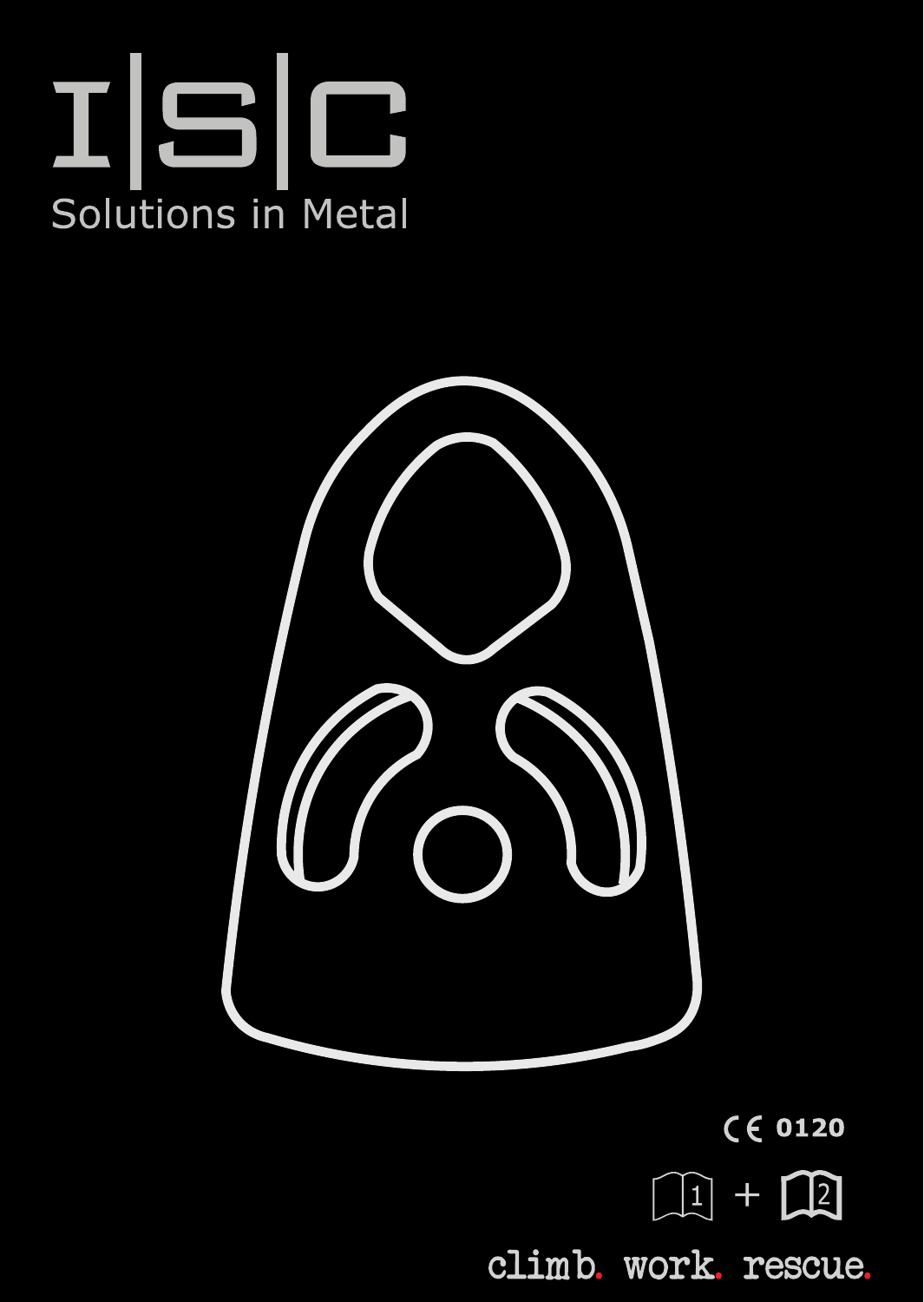# I|S|C

Solutions in Metal

CE 0120

1 + 2

climb. work. rescue.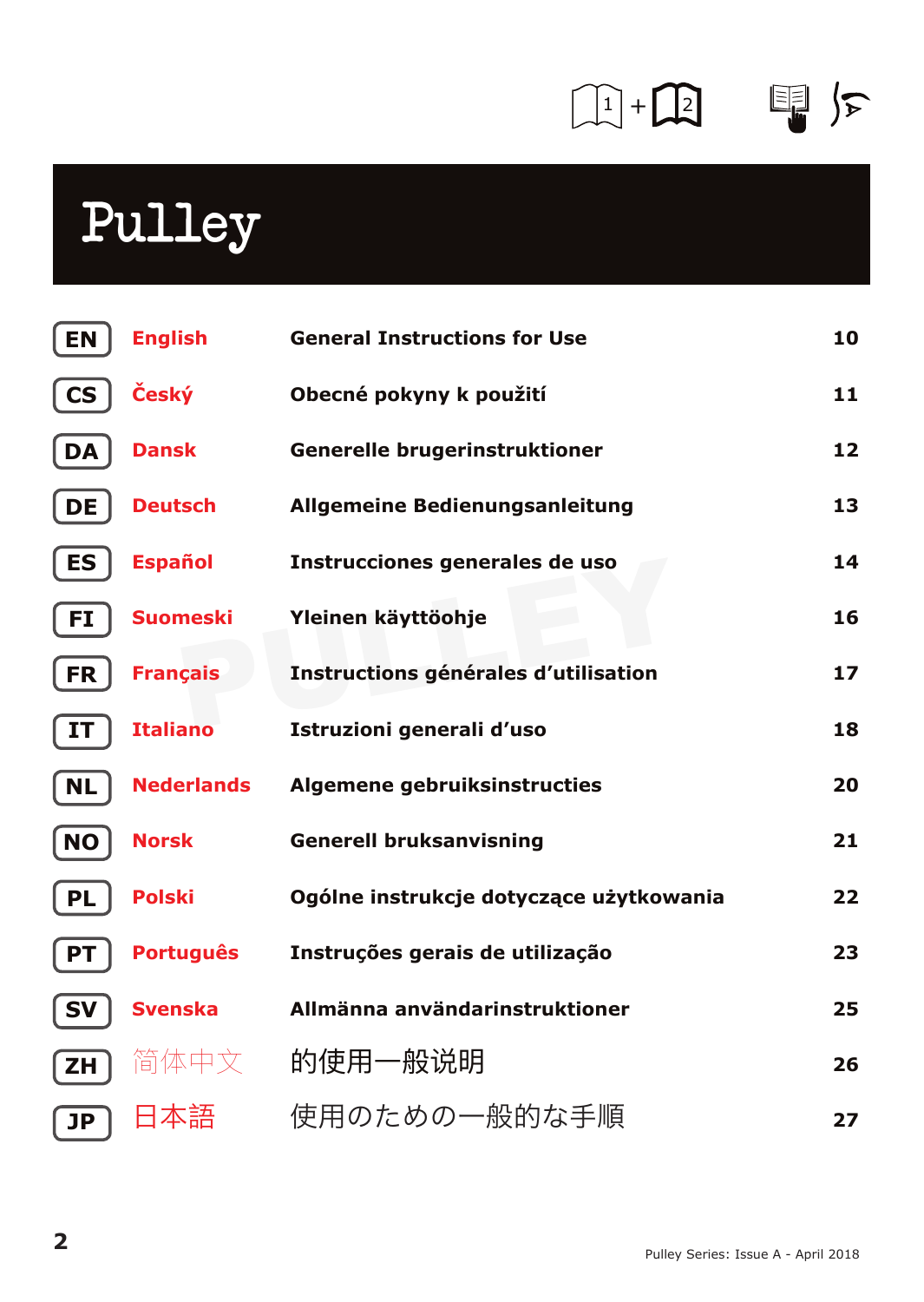# Pulley

| | | | |
|---|---|---|---|
| EN | English | General Instructions for Use | 10 |
| CS | Český | Obecné pokyny k použití | 11 |
| DA | Dansk | Generelle brugerinstruktioner | 12 |
| DE | Deutsch | Allgemeine Bedienungsanleitung | 13 |
| ES | Español | Instrucciones generales de uso | 14 |
| FI | Suomeski | Yleinen käyttöohje | 16 |
| FR | Français | Instructions générales d'utilisation | 17 |
| IT | Italiano | Istruzioni generali d'uso | 18 |
| NL | Nederlands | Algemene gebruiksinstructies | 20 |
| NO | Norsk | Generell bruksanvisning | 21 |
| PL | Polski | Ogólne instrukcje dotyczące użytkowania | 22 |
| PT | Português | Instruções gerais de utilização | 23 |
| SV | Svenska | Allmänna användarinstruktioner | 25 |
| ZH | 简体中文 | 的使用一般说明 | 26 |
| JP | 日本語 | 使用のための一般的な手順 | 27 |

Pulley Series: Issue A - April 2018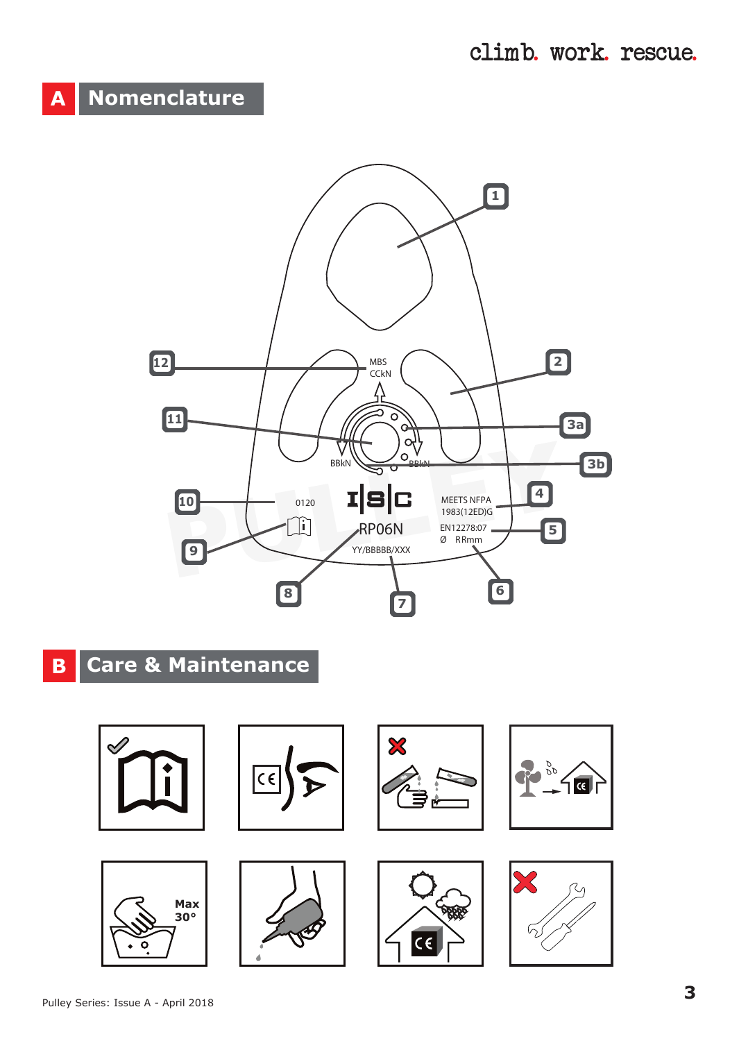climb. work. rescue.

## A Nomenclature

1

2

3a

3b

4

5

6

7

8

9

10

11

12

MBS
CCkN

BBkN

BBkN

I|S|C

RP06N

YY/BBBBB/XXX

0120

MEETS NFPA
1983(12ED)G

EN12278:07
Ø RRmm

PULLEY

## B Care & Maintenance

Max
30°

Pulley Series: Issue A - April 2018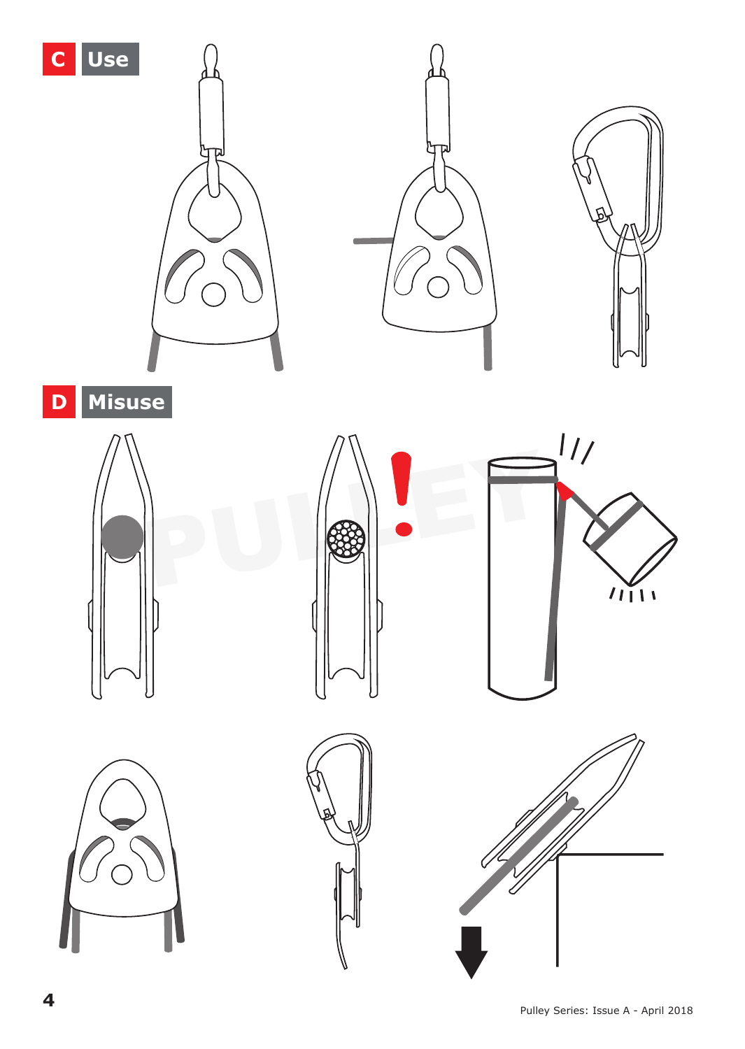## C Use

## D Misuse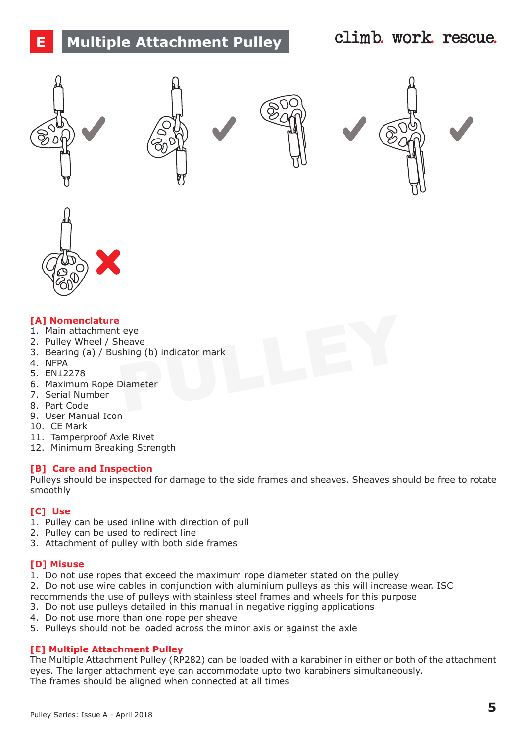# E Multiple Attachment Pulley

**[A] Nomenclature**

1. Main attachment eye
2. Pulley Wheel / Sheave
3. Bearing (a) / Bushing (b) indicator mark
4. NFPA
5. EN12278
6. Maximum Rope Diameter
7. Serial Number
8. Part Code
9. User Manual Icon
10. CE Mark
11. Tamperproof Axle Rivet
12. Minimum Breaking Strength

**[B] Care and Inspection**

Pulleys should be inspected for damage to the side frames and sheaves. Sheaves should be free to rotate smoothly

**[C] Use**

1. Pulley can be used inline with direction of pull
2. Pulley can be used to redirect line
3. Attachment of pulley with both side frames

**[D] Misuse**

1. Do not use ropes that exceed the maximum rope diameter stated on the pulley
2. Do not use wire cables in conjunction with aluminium pulleys as this will increase wear. ISC recommends the use of pulleys with stainless steel frames and wheels for this purpose
3. Do not use pulleys detailed in this manual in negative rigging applications
4. Do not use more than one rope per sheave
5. Pulleys should not be loaded across the minor axis or against the axle

**[E] Multiple Attachment Pulley**

The Multiple Attachment Pulley (RP282) can be loaded with a karabiner in either or both of the attachment eyes. The larger attachment eye can accommodate upto two karabiners simultaneously.
The frames should be aligned when connected at all times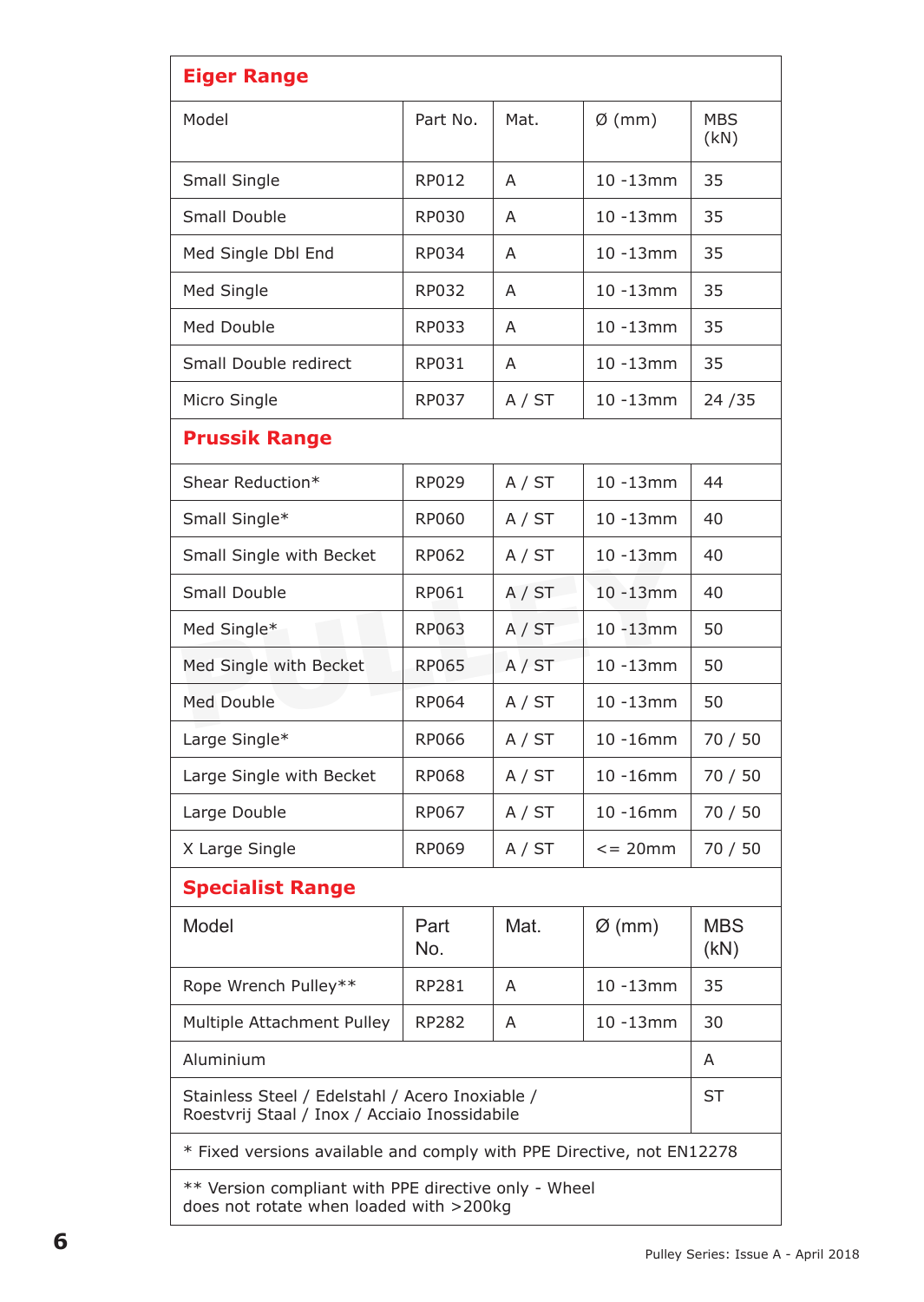## Eiger Range

| Model | Part No. | Mat. | Ø (mm) | MBS (kN) |
|---|---|---|---|---|
| Small Single | RP012 | A | 10 -13mm | 35 |
| Small Double | RP030 | A | 10 -13mm | 35 |
| Med Single Dbl End | RP034 | A | 10 -13mm | 35 |
| Med Single | RP032 | A | 10 -13mm | 35 |
| Med Double | RP033 | A | 10 -13mm | 35 |
| Small Double redirect | RP031 | A | 10 -13mm | 35 |
| Micro Single | RP037 | A / ST | 10 -13mm | 24 /35 |

## Prussik Range

| Model | Part No. | Mat. | Ø (mm) | MBS (kN) |
|---|---|---|---|---|
| Shear Reduction* | RP029 | A / ST | 10 -13mm | 44 |
| Small Single* | RP060 | A / ST | 10 -13mm | 40 |
| Small Single with Becket | RP062 | A / ST | 10 -13mm | 40 |
| Small Double | RP061 | A / ST | 10 -13mm | 40 |
| Med Single* | RP063 | A / ST | 10 -13mm | 50 |
| Med Single with Becket | RP065 | A / ST | 10 -13mm | 50 |
| Med Double | RP064 | A / ST | 10 -13mm | 50 |
| Large Single* | RP066 | A / ST | 10 -16mm | 70 / 50 |
| Large Single with Becket | RP068 | A / ST | 10 -16mm | 70 / 50 |
| Large Double | RP067 | A / ST | 10 -16mm | 70 / 50 |
| X Large Single | RP069 | A / ST | <= 20mm | 70 / 50 |

## Specialist Range

| Model | Part No. | Mat. | Ø (mm) | MBS (kN) |
|---|---|---|---|---|
| Rope Wrench Pulley** | RP281 | A | 10 -13mm | 35 |
| Multiple Attachment Pulley | RP282 | A | 10 -13mm | 30 |

| Material | |
|---|---|
| Aluminium | A |
| Stainless Steel / Edelstahl / Acero Inoxiable / Roestvrij Staal / Inox / Acciaio Inossidabile | ST |

* Fixed versions available and comply with PPE Directive, not EN12278

** Version compliant with PPE directive only - Wheel does not rotate when loaded with >200kg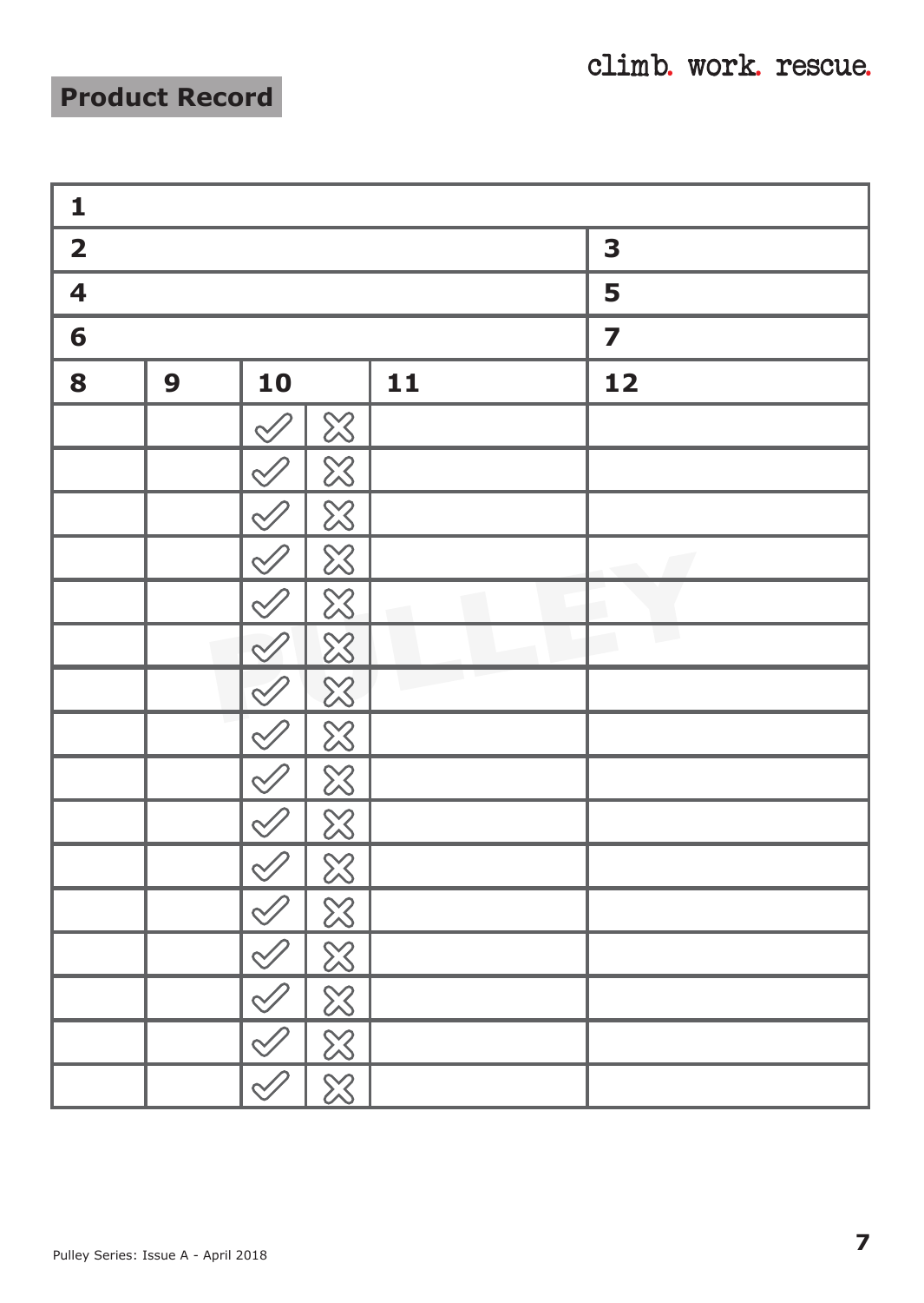## Product Record

| **1** | | | | | |
|---|---|---|---|---|---|
| **2** | | | | | **3** |
| **4** | | | | | **5** |
| **6** | | | | | **7** |
| **8** | **9** | **10** | | **11** | **12** |
| | | ✓ | ✗ | | |
| | | ✓ | ✗ | | |
| | | ✓ | ✗ | | |
| | | ✓ | ✗ | | |
| | | ✓ | ✗ | | |
| | | ✓ | ✗ | | |
| | | ✓ | ✗ | | |
| | | ✓ | ✗ | | |
| | | ✓ | ✗ | | |
| | | ✓ | ✗ | | |
| | | ✓ | ✗ | | |
| | | ✓ | ✗ | | |
| | | ✓ | ✗ | | |
| | | ✓ | ✗ | | |
| | | ✓ | ✗ | | |
| | | ✓ | ✗ | | |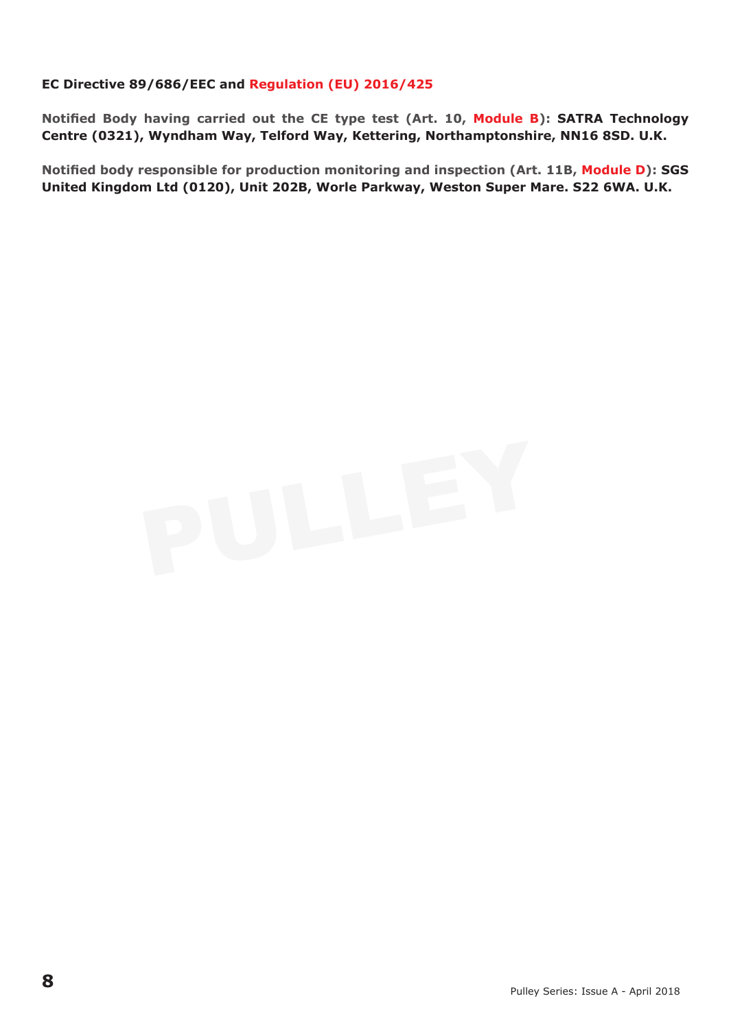**EC Directive 89/686/EEC and Regulation (EU) 2016/425**

**Notified Body having carried out the CE type test (Art. 10, Module B): SATRA Technology Centre (0321), Wyndham Way, Telford Way, Kettering, Northamptonshire, NN16 8SD. U.K.**

**Notified body responsible for production monitoring and inspection (Art. 11B, Module D): SGS United Kingdom Ltd (0120), Unit 202B, Worle Parkway, Weston Super Mare. S22 6WA. U.K.**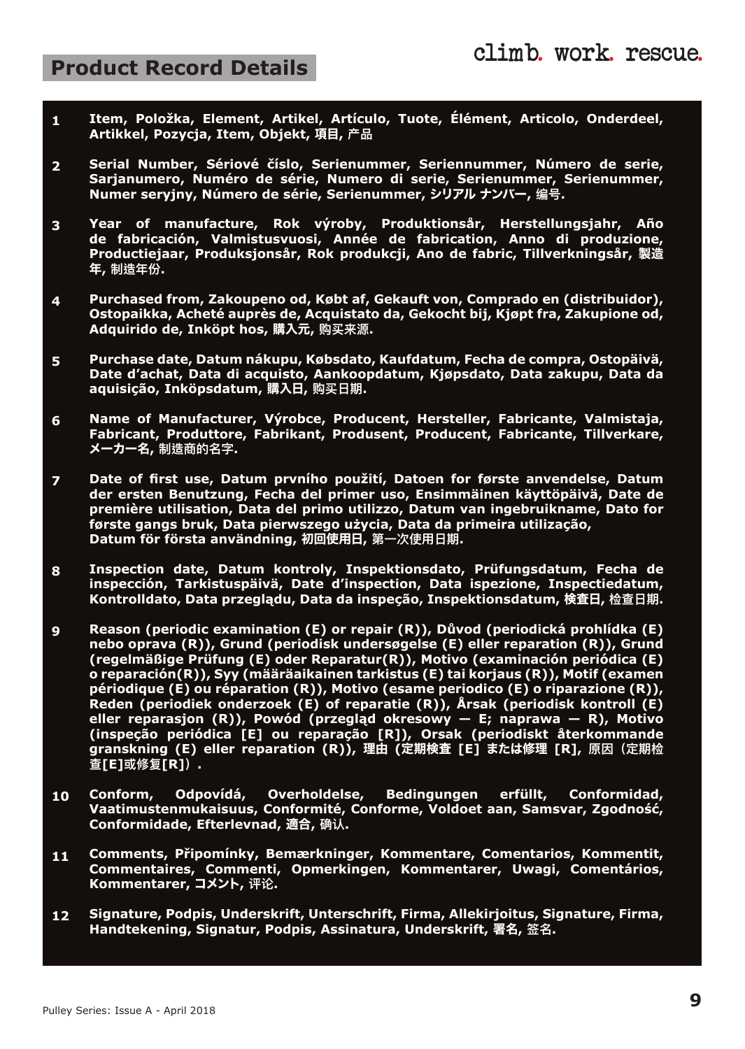## Product Record Details

climb. work. rescue.

1. **Item, Položka, Element, Artikel, Artículo, Tuote, Élément, Articolo, Onderdeel, Artikkel, Pozycja, Item, Objekt, 項目, 产品**

2. **Serial Number, Sériové číslo, Serienummer, Seriennummer, Número de serie, Sarjanumero, Numéro de série, Numero di serie, Serienummer, Serienummer, Numer seryjny, Número de série, Serienummer, シリアル ナンバー, 编号.**

3. **Year of manufacture, Rok výroby, Produktionsår, Herstellungsjahr, Año de fabricación, Valmistusvuosi, Année de fabrication, Anno di produzione, Productiejaar, Produksjonsår, Rok produkcji, Ano de fabric, Tillverkningsår, 製造年, 制造年份.**

4. **Purchased from, Zakoupeno od, Købt af, Gekauft von, Comprado en (distribuidor), Ostopaikka, Acheté auprès de, Acquistato da, Gekocht bij, Kjøpt fra, Zakupione od, Adquirido de, Inköpt hos, 購入元, 购买来源.**

5. **Purchase date, Datum nákupu, Købsdato, Kaufdatum, Fecha de compra, Ostopäivä, Date d'achat, Data di acquisto, Aankoopdatum, Kjøpsdato, Data zakupu, Data da aquisição, Inköpsdatum, 購入日, 购买日期.**

6. **Name of Manufacturer, Výrobce, Producent, Hersteller, Fabricante, Valmistaja, Fabricant, Produttore, Fabrikant, Produsent, Producent, Fabricante, Tillverkare, メーカー名, 制造商的名字.**

7. **Date of first use, Datum prvního použití, Datoen for første anvendelse, Datum der ersten Benutzung, Fecha del primer uso, Ensimmäinen käyttöpäivä, Date de première utilisation, Data del primo utilizzo, Datum van ingebruikname, Dato for første gangs bruk, Data pierwszego użycia, Data da primeira utilização, Datum för första användning, 初回使用日, 第一次使用日期.**

8. **Inspection date, Datum kontroly, Inspektionsdato, Prüfungsdatum, Fecha de inspección, Tarkistuspäivä, Date d'inspection, Data ispezione, Inspectiedatum, Kontrolldato, Data przeglądu, Data da inspeção, Inspektionsdatum, 検査日, 检查日期.**

9. **Reason (periodic examination (E) or repair (R)), Důvod (periodická prohlídka (E) nebo oprava (R)), Grund (periodisk undersøgelse (E) eller reparation (R)), Grund (regelmäßige Prüfung (E) oder Reparatur(R)), Motivo (examinación periódica (E) o reparación(R)), Syy (määräaikainen tarkistus (E) tai korjaus (R)), Motif (examen périodique (E) ou réparation (R)), Motivo (esame periodico (E) o riparazione (R)), Reden (periodiek onderzoek (E) of reparatie (R)), Årsak (periodisk kontroll (E) eller reparasjon (R)), Powód (przegląd okresowy — E; naprawa — R), Motivo (inspeção periódica [E] ou reparação [R]), Orsak (periodiskt återkommande granskning (E) eller reparation (R)), 理由 (定期検査 [E] または修理 [R], 原因（定期检查[E]或修复[R]）.**

10. **Conform, Odpovídá, Overholdelse, Bedingungen erfüllt, Conformidad, Vaatimustenmukaisuus, Conformité, Conforme, Voldoet aan, Samsvar, Zgodność, Conformidade, Efterlevnad, 適合, 确认.**

11. **Comments, Připomínky, Bemærkninger, Kommentare, Comentarios, Kommentit, Commentaires, Commenti, Opmerkingen, Kommentarer, Uwagi, Comentários, Kommentarer, コメント, 评论.**

12. **Signature, Podpis, Underskrift, Unterschrift, Firma, Allekirjoitus, Signature, Firma, Handtekening, Signatur, Podpis, Assinatura, Underskrift, 署名, 签名.**

Pulley Series: Issue A - April 2018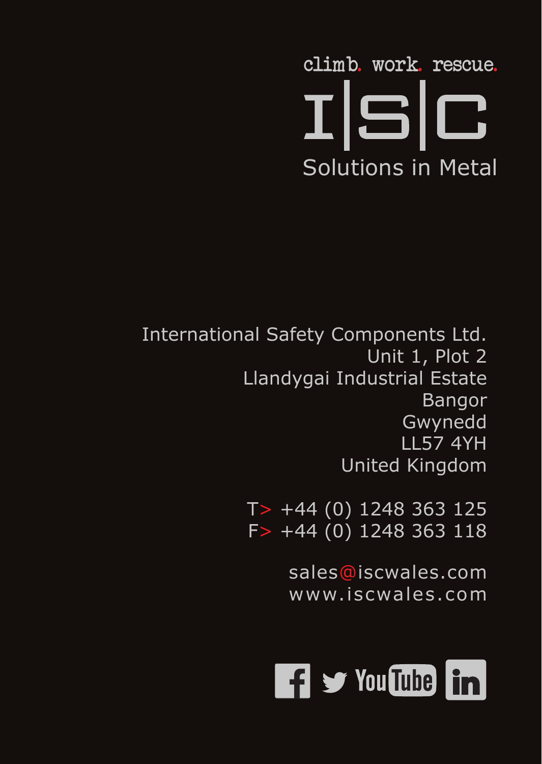climb. work. rescue.

I|S|C

Solutions in Metal

International Safety Components Ltd.
Unit 1, Plot 2
Llandygai Industrial Estate
Bangor
Gwynedd
LL57 4YH
United Kingdom

T> +44 (0) 1248 363 125
F> +44 (0) 1248 363 118

sales@iscwales.com
www.iscwales.com